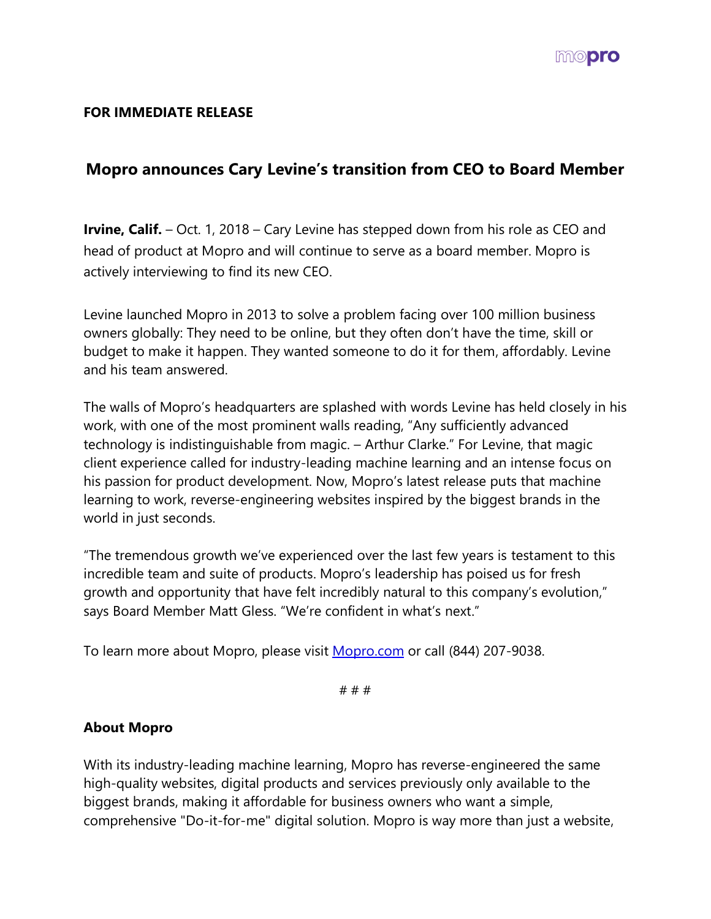**FOR IMMEDIATE RELEASE**

# Mopro announces Cary Levine's transition from CEO to Board Member

**Irvine, Calif.** – Oct. 1, 2018 – Cary Levine has stepped down from his role as CEO and head of product at Mopro and will continue to serve as a board member. Mopro is actively interviewing to find its new CEO.

Levine launched Mopro in 2013 to solve a problem facing over 100 million business owners globally: They need to be online, but they often don't have the time, skill or budget to make it happen. They wanted someone to do it for them, affordably. Levine and his team answered.

The walls of Mopro's headquarters are splashed with words Levine has held closely in his work, with one of the most prominent walls reading, "Any sufficiently advanced technology is indistinguishable from magic. – Arthur Clarke." For Levine, that magic client experience called for industry-leading machine learning and an intense focus on his passion for product development. Now, Mopro's latest release puts that machine learning to work, reverse-engineering websites inspired by the biggest brands in the world in just seconds.

"The tremendous growth we've experienced over the last few years is testament to this incredible team and suite of products. Mopro's leadership has poised us for fresh growth and opportunity that have felt incredibly natural to this company's evolution," says Board Member Matt Gless. "We're confident in what's next."

To learn more about Mopro, please visit [Mopro.com](Mopro.com) or call (844) 207-9038.

# # #

**About Mopro**

With its industry-leading machine learning, Mopro has reverse-engineered the same high-quality websites, digital products and services previously only available to the biggest brands, making it affordable for business owners who want a simple, comprehensive "Do-it-for-me" digital solution. Mopro is way more than just a website,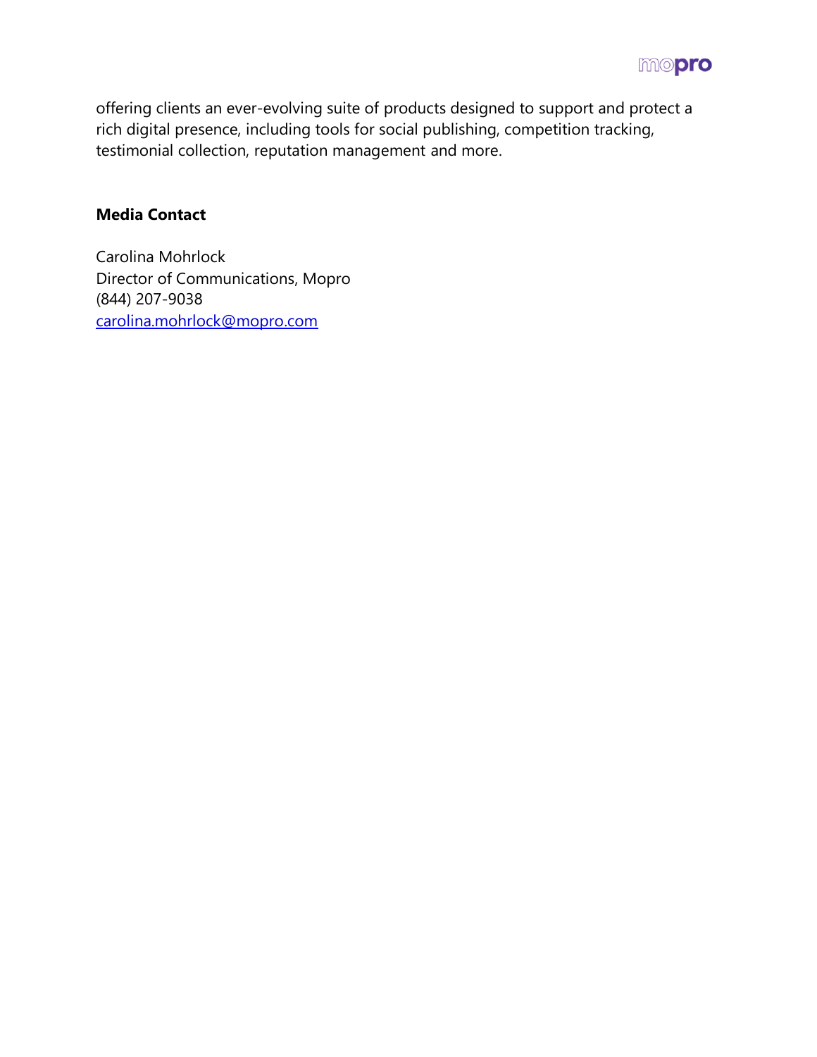offering clients an ever-evolving suite of products designed to support and protect a rich digital presence, including tools for social publishing, competition tracking, testimonial collection, reputation management and more.

**Media Contact**

Carolina Mohrlock
Director of Communications, Mopro
(844) 207-9038
carolina.mohrlock@mopro.com